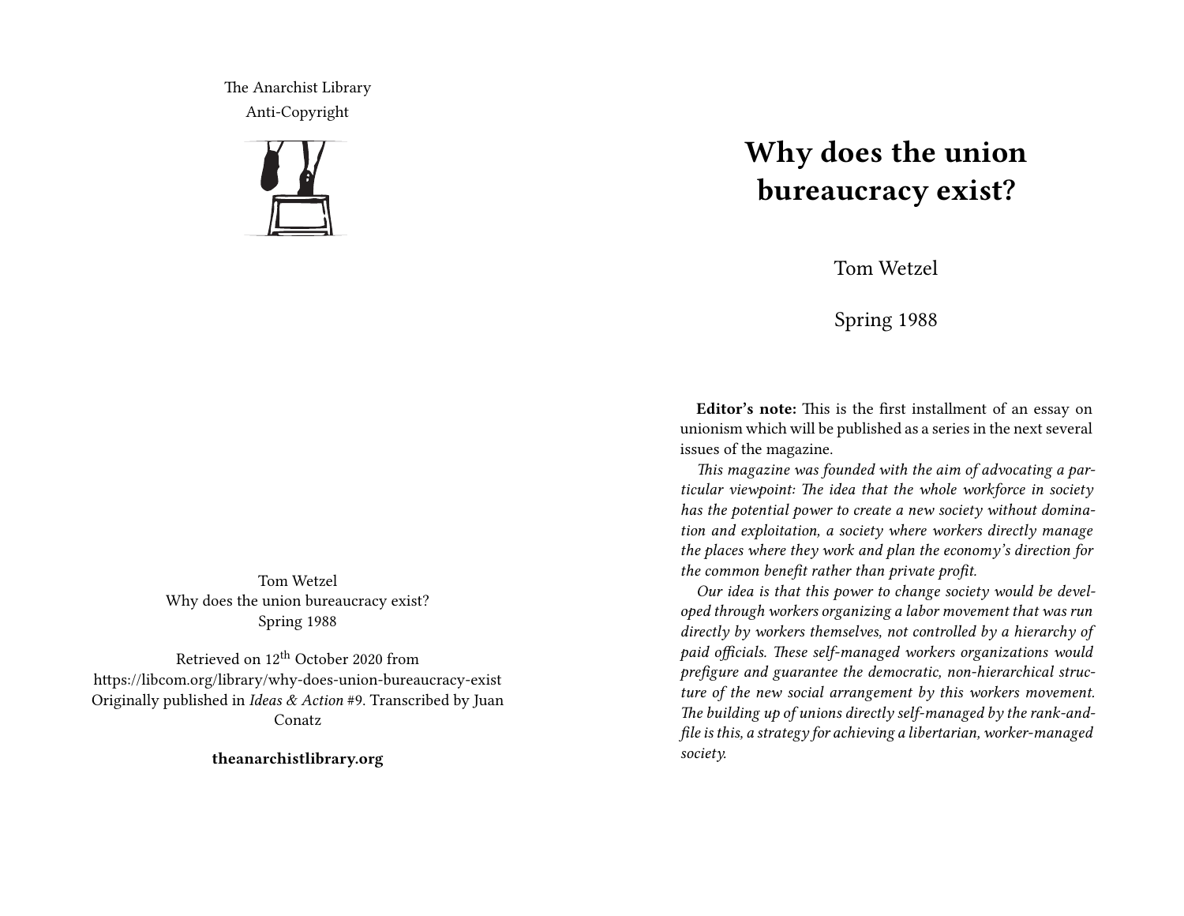The Anarchist Library
Anti-Copyright

Tom Wetzel
Why does the union bureaucracy exist?
Spring 1988

Retrieved on 12th October 2020 from https://libcom.org/library/why-does-union-bureaucracy-exist
Originally published in *Ideas & Action* #9. Transcribed by Juan Conatz

**theanarchistlibrary.org**

# Why does the union bureaucracy exist?

Tom Wetzel

Spring 1988

**Editor's note:** This is the first installment of an essay on unionism which will be published as a series in the next several issues of the magazine.

*This magazine was founded with the aim of advocating a particular viewpoint: The idea that the whole workforce in society has the potential power to create a new society without domination and exploitation, a society where workers directly manage the places where they work and plan the economy's direction for the common benefit rather than private profit.*

*Our idea is that this power to change society would be developed through workers organizing a labor movement that was run directly by workers themselves, not controlled by a hierarchy of paid officials. These self-managed workers organizations would prefigure and guarantee the democratic, non-hierarchical structure of the new social arrangement by this workers movement. The building up of unions directly self-managed by the rank-and-file is this, a strategy for achieving a libertarian, worker-managed society.*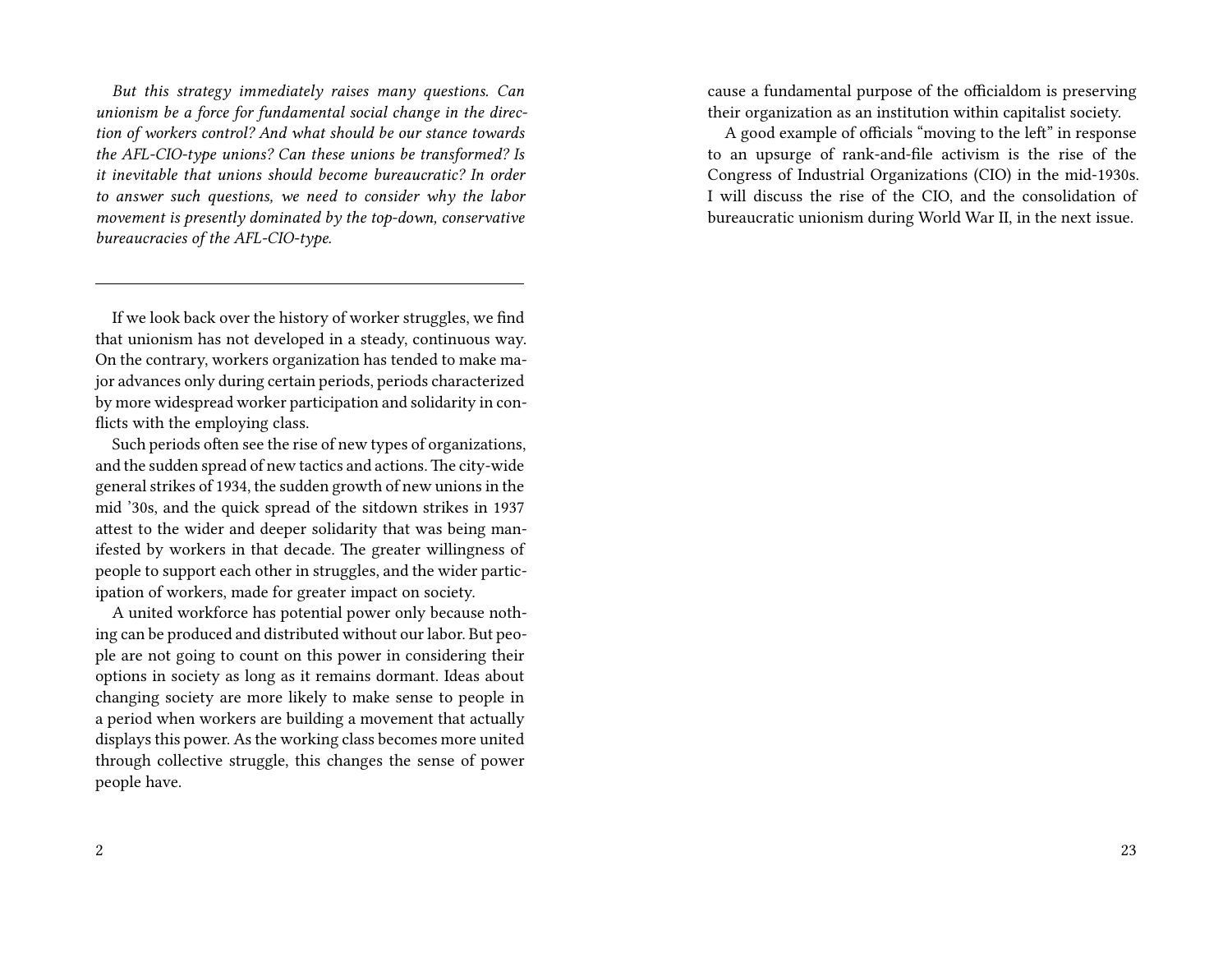*But this strategy immediately raises many questions. Can unionism be a force for fundamental social change in the direction of workers control? And what should be our stance towards the AFL-CIO-type unions? Can these unions be transformed? Is it inevitable that unions should become bureaucratic? In order to answer such questions, we need to consider why the labor movement is presently dominated by the top-down, conservative bureaucracies of the AFL-CIO-type.*

---

If we look back over the history of worker struggles, we find that unionism has not developed in a steady, continuous way. On the contrary, workers organization has tended to make major advances only during certain periods, periods characterized by more widespread worker participation and solidarity in conflicts with the employing class.

Such periods often see the rise of new types of organizations, and the sudden spread of new tactics and actions. The city-wide general strikes of 1934, the sudden growth of new unions in the mid '30s, and the quick spread of the sitdown strikes in 1937 attest to the wider and deeper solidarity that was being manifested by workers in that decade. The greater willingness of people to support each other in struggles, and the wider participation of workers, made for greater impact on society.

A united workforce has potential power only because nothing can be produced and distributed without our labor. But people are not going to count on this power in considering their options in society as long as it remains dormant. Ideas about changing society are more likely to make sense to people in a period when workers are building a movement that actually displays this power. As the working class becomes more united through collective struggle, this changes the sense of power people have.

cause a fundamental purpose of the officialdom is preserving their organization as an institution within capitalist society.

A good example of officials "moving to the left" in response to an upsurge of rank-and-file activism is the rise of the Congress of Industrial Organizations (CIO) in the mid-1930s. I will discuss the rise of the CIO, and the consolidation of bureaucratic unionism during World War II, in the next issue.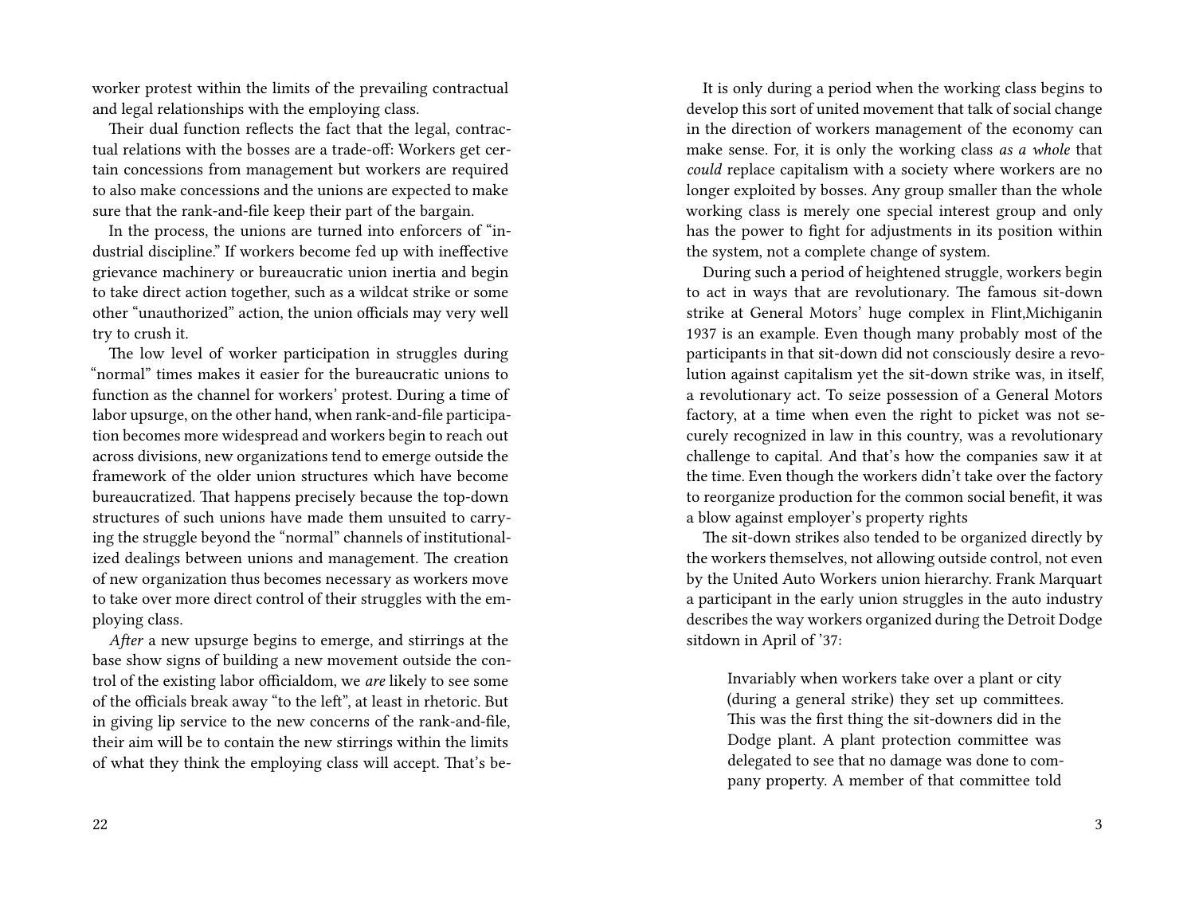worker protest within the limits of the prevailing contractual and legal relationships with the employing class.

Their dual function reflects the fact that the legal, contractual relations with the bosses are a trade-off: Workers get certain concessions from management but workers are required to also make concessions and the unions are expected to make sure that the rank-and-file keep their part of the bargain.

In the process, the unions are turned into enforcers of "industrial discipline." If workers become fed up with ineffective grievance machinery or bureaucratic union inertia and begin to take direct action together, such as a wildcat strike or some other "unauthorized" action, the union officials may very well try to crush it.

The low level of worker participation in struggles during "normal" times makes it easier for the bureaucratic unions to function as the channel for workers' protest. During a time of labor upsurge, on the other hand, when rank-and-file participation becomes more widespread and workers begin to reach out across divisions, new organizations tend to emerge outside the framework of the older union structures which have become bureaucratized. That happens precisely because the top-down structures of such unions have made them unsuited to carrying the struggle beyond the "normal" channels of institutionalized dealings between unions and management. The creation of new organization thus becomes necessary as workers move to take over more direct control of their struggles with the employing class.

*After* a new upsurge begins to emerge, and stirrings at the base show signs of building a new movement outside the control of the existing labor officialdom, we *are* likely to see some of the officials break away "to the left", at least in rhetoric. But in giving lip service to the new concerns of the rank-and-file, their aim will be to contain the new stirrings within the limits of what they think the employing class will accept. That's be-

It is only during a period when the working class begins to develop this sort of united movement that talk of social change in the direction of workers management of the economy can make sense. For, it is only the working class *as a whole* that *could* replace capitalism with a society where workers are no longer exploited by bosses. Any group smaller than the whole working class is merely one special interest group and only has the power to fight for adjustments in its position within the system, not a complete change of system.

During such a period of heightened struggle, workers begin to act in ways that are revolutionary. The famous sit-down strike at General Motors' huge complex in Flint,Michiganin 1937 is an example. Even though many probably most of the participants in that sit-down did not consciously desire a revolution against capitalism yet the sit-down strike was, in itself, a revolutionary act. To seize possession of a General Motors factory, at a time when even the right to picket was not securely recognized in law in this country, was a revolutionary challenge to capital. And that's how the companies saw it at the time. Even though the workers didn't take over the factory to reorganize production for the common social benefit, it was a blow against employer's property rights

The sit-down strikes also tended to be organized directly by the workers themselves, not allowing outside control, not even by the United Auto Workers union hierarchy. Frank Marquart a participant in the early union struggles in the auto industry describes the way workers organized during the Detroit Dodge sitdown in April of '37:

> Invariably when workers take over a plant or city (during a general strike) they set up committees. This was the first thing the sit-downers did in the Dodge plant. A plant protection committee was delegated to see that no damage was done to company property. A member of that committee told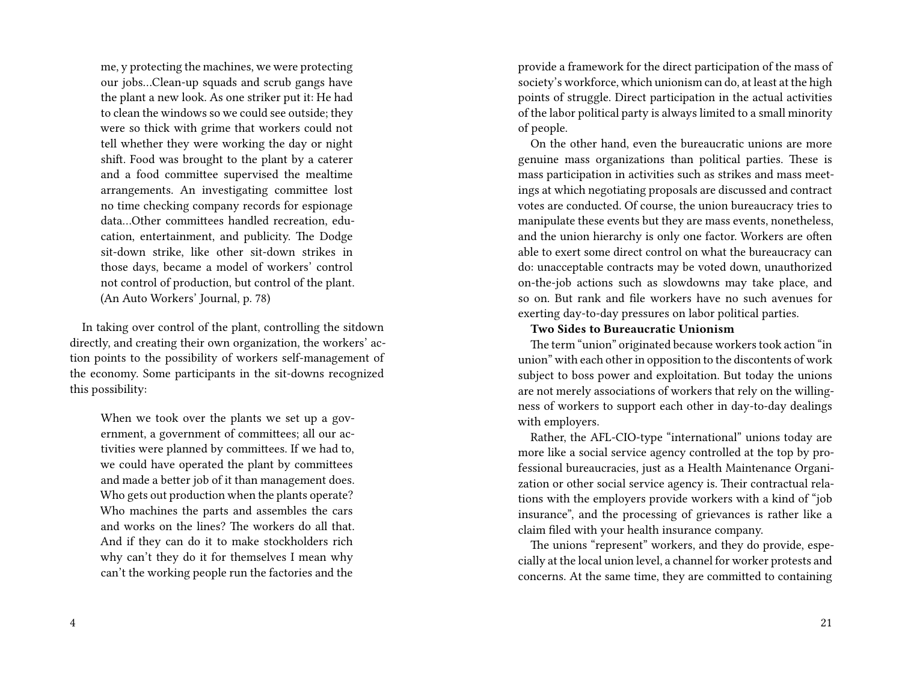me, y protecting the machines, we were protecting our jobs…Clean-up squads and scrub gangs have the plant a new look. As one striker put it: He had to clean the windows so we could see outside; they were so thick with grime that workers could not tell whether they were working the day or night shift. Food was brought to the plant by a caterer and a food committee supervised the mealtime arrangements. An investigating committee lost no time checking company records for espionage data…Other committees handled recreation, education, entertainment, and publicity. The Dodge sit-down strike, like other sit-down strikes in those days, became a model of workers' control not control of production, but control of the plant. (An Auto Workers' Journal, p. 78)

In taking over control of the plant, controlling the sitdown directly, and creating their own organization, the workers' action points to the possibility of workers self-management of the economy. Some participants in the sit-downs recognized this possibility:

> When we took over the plants we set up a government, a government of committees; all our activities were planned by committees. If we had to, we could have operated the plant by committees and made a better job of it than management does. Who gets out production when the plants operate? Who machines the parts and assembles the cars and works on the lines? The workers do all that. And if they can do it to make stockholders rich why can't they do it for themselves I mean why can't the working people run the factories and the

provide a framework for the direct participation of the mass of society's workforce, which unionism can do, at least at the high points of struggle. Direct participation in the actual activities of the labor political party is always limited to a small minority of people.

On the other hand, even the bureaucratic unions are more genuine mass organizations than political parties. These is mass participation in activities such as strikes and mass meetings at which negotiating proposals are discussed and contract votes are conducted. Of course, the union bureaucracy tries to manipulate these events but they are mass events, nonetheless, and the union hierarchy is only one factor. Workers are often able to exert some direct control on what the bureaucracy can do: unacceptable contracts may be voted down, unauthorized on-the-job actions such as slowdowns may take place, and so on. But rank and file workers have no such avenues for exerting day-to-day pressures on labor political parties.

**Two Sides to Bureaucratic Unionism**

The term "union" originated because workers took action "in union" with each other in opposition to the discontents of work subject to boss power and exploitation. But today the unions are not merely associations of workers that rely on the willingness of workers to support each other in day-to-day dealings with employers.

Rather, the AFL-CIO-type "international" unions today are more like a social service agency controlled at the top by professional bureaucracies, just as a Health Maintenance Organization or other social service agency is. Their contractual relations with the employers provide workers with a kind of "job insurance", and the processing of grievances is rather like a claim filed with your health insurance company.

The unions "represent" workers, and they do provide, especially at the local union level, a channel for worker protests and concerns. At the same time, they are committed to containing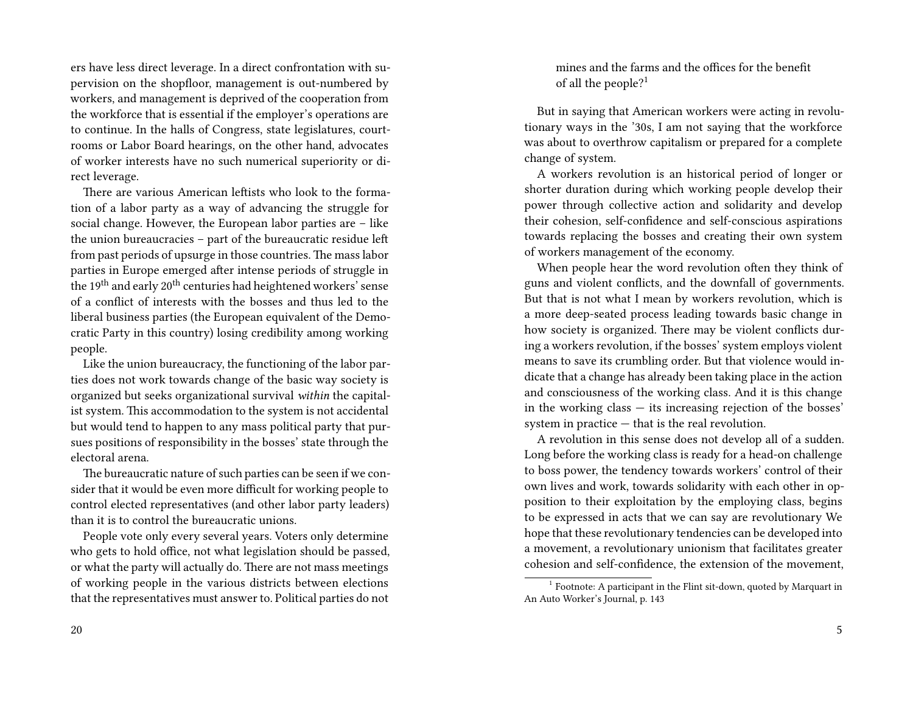ers have less direct leverage. In a direct confrontation with supervision on the shopfloor, management is out-numbered by workers, and management is deprived of the cooperation from the workforce that is essential if the employer's operations are to continue. In the halls of Congress, state legislatures, courtrooms or Labor Board hearings, on the other hand, advocates of worker interests have no such numerical superiority or direct leverage.

There are various American leftists who look to the formation of a labor party as a way of advancing the struggle for social change. However, the European labor parties are – like the union bureaucracies – part of the bureaucratic residue left from past periods of upsurge in those countries. The mass labor parties in Europe emerged after intense periods of struggle in the 19th and early 20th centuries had heightened workers' sense of a conflict of interests with the bosses and thus led to the liberal business parties (the European equivalent of the Democratic Party in this country) losing credibility among working people.

Like the union bureaucracy, the functioning of the labor parties does not work towards change of the basic way society is organized but seeks organizational survival *within* the capitalist system. This accommodation to the system is not accidental but would tend to happen to any mass political party that pursues positions of responsibility in the bosses' state through the electoral arena.

The bureaucratic nature of such parties can be seen if we consider that it would be even more difficult for working people to control elected representatives (and other labor party leaders) than it is to control the bureaucratic unions.

People vote only every several years. Voters only determine who gets to hold office, not what legislation should be passed, or what the party will actually do. There are not mass meetings of working people in the various districts between elections that the representatives must answer to. Political parties do not

> mines and the farms and the offices for the benefit of all the people?[1]

But in saying that American workers were acting in revolutionary ways in the '30s, I am not saying that the workforce was about to overthrow capitalism or prepared for a complete change of system.

A workers revolution is an historical period of longer or shorter duration during which working people develop their power through collective action and solidarity and develop their cohesion, self-confidence and self-conscious aspirations towards replacing the bosses and creating their own system of workers management of the economy.

When people hear the word revolution often they think of guns and violent conflicts, and the downfall of governments. But that is not what I mean by workers revolution, which is a more deep-seated process leading towards basic change in how society is organized. There may be violent conflicts during a workers revolution, if the bosses' system employs violent means to save its crumbling order. But that violence would indicate that a change has already been taking place in the action and consciousness of the working class. And it is this change in the working class — its increasing rejection of the bosses' system in practice — that is the real revolution.

A revolution in this sense does not develop all of a sudden. Long before the working class is ready for a head-on challenge to boss power, the tendency towards workers' control of their own lives and work, towards solidarity with each other in opposition to their exploitation by the employing class, begins to be expressed in acts that we can say are revolutionary We hope that these revolutionary tendencies can be developed into a movement, a revolutionary unionism that facilitates greater cohesion and self-confidence, the extension of the movement,

[1] Footnote: A participant in the Flint sit-down, quoted by Marquart in An Auto Worker's Journal, p. 143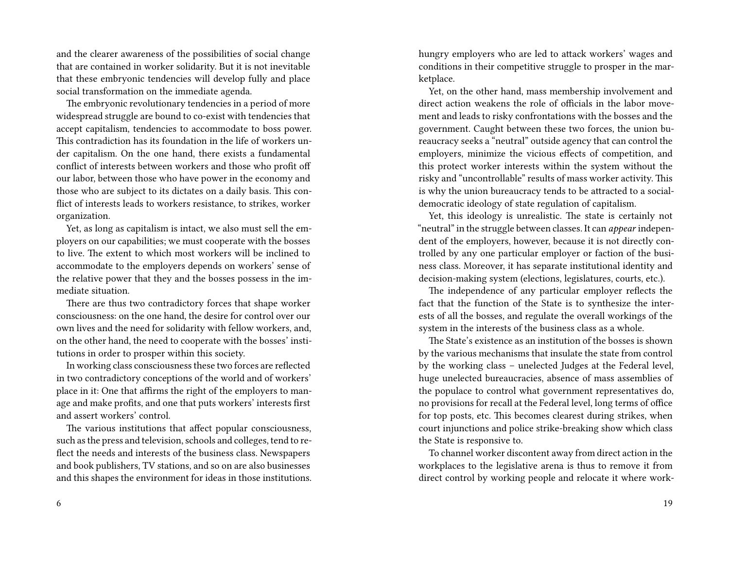and the clearer awareness of the possibilities of social change that are contained in worker solidarity. But it is not inevitable that these embryonic tendencies will develop fully and place social transformation on the immediate agenda.

The embryonic revolutionary tendencies in a period of more widespread struggle are bound to co-exist with tendencies that accept capitalism, tendencies to accommodate to boss power. This contradiction has its foundation in the life of workers under capitalism. On the one hand, there exists a fundamental conflict of interests between workers and those who profit off our labor, between those who have power in the economy and those who are subject to its dictates on a daily basis. This conflict of interests leads to workers resistance, to strikes, worker organization.

Yet, as long as capitalism is intact, we also must sell the employers on our capabilities; we must cooperate with the bosses to live. The extent to which most workers will be inclined to accommodate to the employers depends on workers' sense of the relative power that they and the bosses possess in the immediate situation.

There are thus two contradictory forces that shape worker consciousness: on the one hand, the desire for control over our own lives and the need for solidarity with fellow workers, and, on the other hand, the need to cooperate with the bosses' institutions in order to prosper within this society.

In working class consciousness these two forces are reflected in two contradictory conceptions of the world and of workers' place in it: One that affirms the right of the employers to manage and make profits, and one that puts workers' interests first and assert workers' control.

The various institutions that affect popular consciousness, such as the press and television, schools and colleges, tend to reflect the needs and interests of the business class. Newspapers and book publishers, TV stations, and so on are also businesses and this shapes the environment for ideas in those institutions.

hungry employers who are led to attack workers' wages and conditions in their competitive struggle to prosper in the marketplace.

Yet, on the other hand, mass membership involvement and direct action weakens the role of officials in the labor movement and leads to risky confrontations with the bosses and the government. Caught between these two forces, the union bureaucracy seeks a "neutral" outside agency that can control the employers, minimize the vicious effects of competition, and this protect worker interests within the system without the risky and "uncontrollable" results of mass worker activity. This is why the union bureaucracy tends to be attracted to a social-democratic ideology of state regulation of capitalism.

Yet, this ideology is unrealistic. The state is certainly not "neutral" in the struggle between classes. It can *appear* independent of the employers, however, because it is not directly controlled by any one particular employer or faction of the business class. Moreover, it has separate institutional identity and decision-making system (elections, legislatures, courts, etc.).

The independence of any particular employer reflects the fact that the function of the State is to synthesize the interests of all the bosses, and regulate the overall workings of the system in the interests of the business class as a whole.

The State's existence as an institution of the bosses is shown by the various mechanisms that insulate the state from control by the working class – unelected Judges at the Federal level, huge unelected bureaucracies, absence of mass assemblies of the populace to control what government representatives do, no provisions for recall at the Federal level, long terms of office for top posts, etc. This becomes clearest during strikes, when court injunctions and police strike-breaking show which class the State is responsive to.

To channel worker discontent away from direct action in the workplaces to the legislative arena is thus to remove it from direct control by working people and relocate it where work-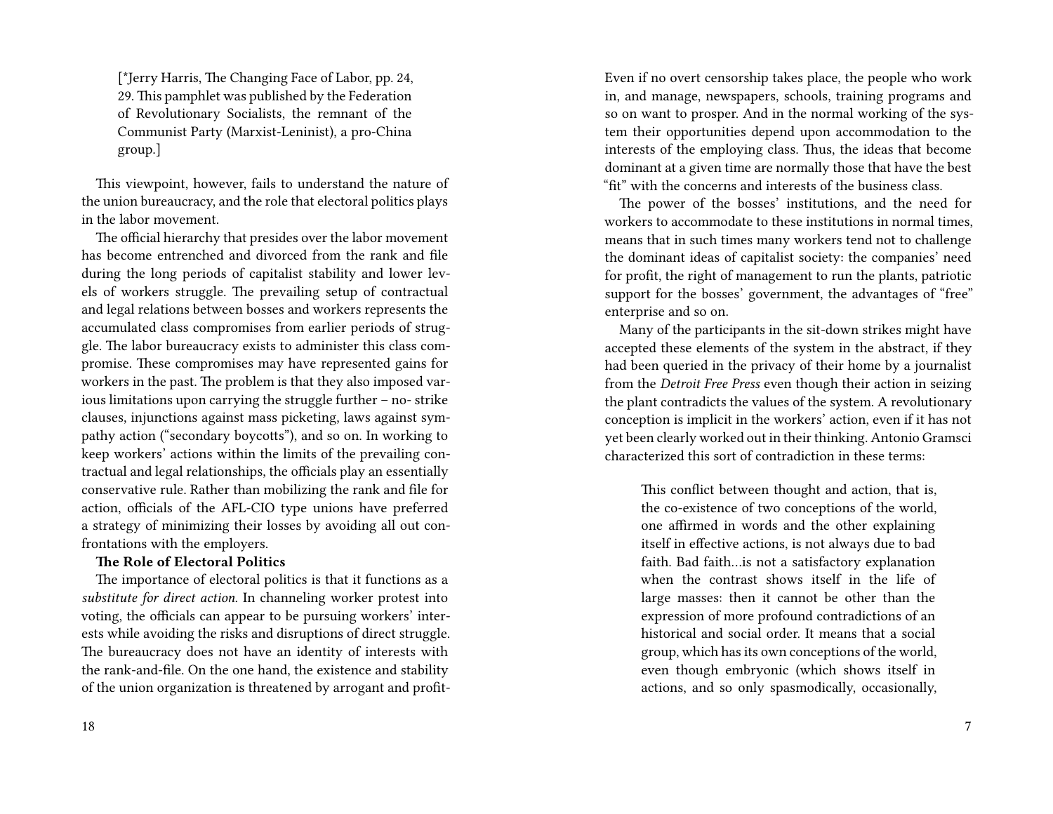[*Jerry Harris, The Changing Face of Labor, pp. 24, 29. This pamphlet was published by the Federation of Revolutionary Socialists, the remnant of the Communist Party (Marxist-Leninist), a pro-China group.]

This viewpoint, however, fails to understand the nature of the union bureaucracy, and the role that electoral politics plays in the labor movement.

The official hierarchy that presides over the labor movement has become entrenched and divorced from the rank and file during the long periods of capitalist stability and lower levels of workers struggle. The prevailing setup of contractual and legal relations between bosses and workers represents the accumulated class compromises from earlier periods of struggle. The labor bureaucracy exists to administer this class compromise. These compromises may have represented gains for workers in the past. The problem is that they also imposed various limitations upon carrying the struggle further – no- strike clauses, injunctions against mass picketing, laws against sympathy action ("secondary boycotts"), and so on. In working to keep workers' actions within the limits of the prevailing contractual and legal relationships, the officials play an essentially conservative rule. Rather than mobilizing the rank and file for action, officials of the AFL-CIO type unions have preferred a strategy of minimizing their losses by avoiding all out confrontations with the employers.

**The Role of Electoral Politics**

The importance of electoral politics is that it functions as a *substitute for direct action*. In channeling worker protest into voting, the officials can appear to be pursuing workers' interests while avoiding the risks and disruptions of direct struggle. The bureaucracy does not have an identity of interests with the rank-and-file. On the one hand, the existence and stability of the union organization is threatened by arrogant and profit-

Even if no overt censorship takes place, the people who work in, and manage, newspapers, schools, training programs and so on want to prosper. And in the normal working of the system their opportunities depend upon accommodation to the interests of the employing class. Thus, the ideas that become dominant at a given time are normally those that have the best "fit" with the concerns and interests of the business class.

The power of the bosses' institutions, and the need for workers to accommodate to these institutions in normal times, means that in such times many workers tend not to challenge the dominant ideas of capitalist society: the companies' need for profit, the right of management to run the plants, patriotic support for the bosses' government, the advantages of "free" enterprise and so on.

Many of the participants in the sit-down strikes might have accepted these elements of the system in the abstract, if they had been queried in the privacy of their home by a journalist from the *Detroit Free Press* even though their action in seizing the plant contradicts the values of the system. A revolutionary conception is implicit in the workers' action, even if it has not yet been clearly worked out in their thinking. Antonio Gramsci characterized this sort of contradiction in these terms:

> This conflict between thought and action, that is, the co-existence of two conceptions of the world, one affirmed in words and the other explaining itself in effective actions, is not always due to bad faith. Bad faith…is not a satisfactory explanation when the contrast shows itself in the life of large masses: then it cannot be other than the expression of more profound contradictions of an historical and social order. It means that a social group, which has its own conceptions of the world, even though embryonic (which shows itself in actions, and so only spasmodically, occasionally,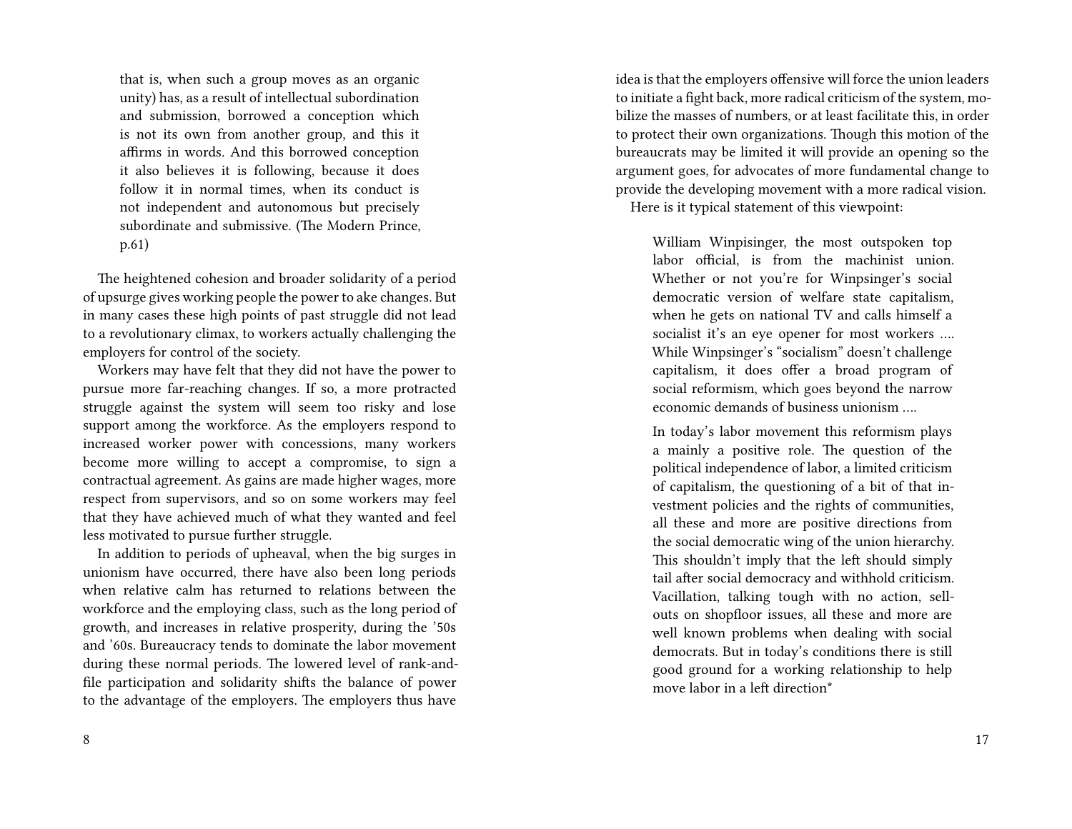> that is, when such a group moves as an organic unity) has, as a result of intellectual subordination and submission, borrowed a conception which is not its own from another group, and this it affirms in words. And this borrowed conception it also believes it is following, because it does follow it in normal times, when its conduct is not independent and autonomous but precisely subordinate and submissive. (The Modern Prince, p.61)

The heightened cohesion and broader solidarity of a period of upsurge gives working people the power to ake changes. But in many cases these high points of past struggle did not lead to a revolutionary climax, to workers actually challenging the employers for control of the society.

Workers may have felt that they did not have the power to pursue more far-reaching changes. If so, a more protracted struggle against the system will seem too risky and lose support among the workforce. As the employers respond to increased worker power with concessions, many workers become more willing to accept a compromise, to sign a contractual agreement. As gains are made higher wages, more respect from supervisors, and so on some workers may feel that they have achieved much of what they wanted and feel less motivated to pursue further struggle.

In addition to periods of upheaval, when the big surges in unionism have occurred, there have also been long periods when relative calm has returned to relations between the workforce and the employing class, such as the long period of growth, and increases in relative prosperity, during the '50s and '60s. Bureaucracy tends to dominate the labor movement during these normal periods. The lowered level of rank-and-file participation and solidarity shifts the balance of power to the advantage of the employers. The employers thus have

idea is that the employers offensive will force the union leaders to initiate a fight back, more radical criticism of the system, mobilize the masses of numbers, or at least facilitate this, in order to protect their own organizations. Though this motion of the bureaucrats may be limited it will provide an opening so the argument goes, for advocates of more fundamental change to provide the developing movement with a more radical vision.

Here is it typical statement of this viewpoint:

> William Winpisinger, the most outspoken top labor official, is from the machinist union. Whether or not you're for Winpsinger's social democratic version of welfare state capitalism, when he gets on national TV and calls himself a socialist it's an eye opener for most workers …. While Winpsinger's "socialism" doesn't challenge capitalism, it does offer a broad program of social reformism, which goes beyond the narrow economic demands of business unionism ….
>
> In today's labor movement this reformism plays a mainly a positive role. The question of the political independence of labor, a limited criticism of capitalism, the questioning of a bit of that investment policies and the rights of communities, all these and more are positive directions from the social democratic wing of the union hierarchy. This shouldn't imply that the left should simply tail after social democracy and withhold criticism. Vacillation, talking tough with no action, sell-outs on shopfloor issues, all these and more are well known problems when dealing with social democrats. But in today's conditions there is still good ground for a working relationship to help move labor in a left direction*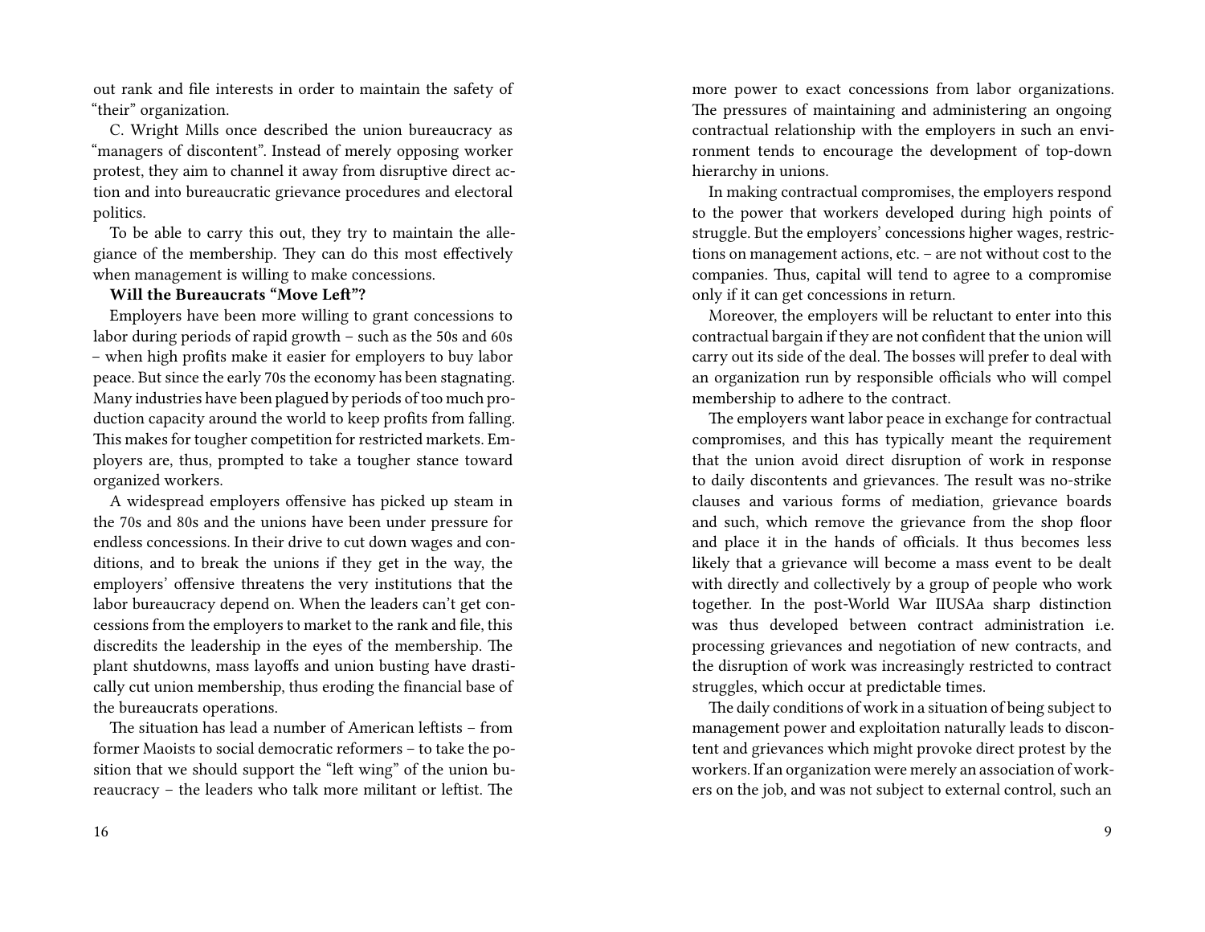out rank and file interests in order to maintain the safety of "their" organization.

C. Wright Mills once described the union bureaucracy as "managers of discontent". Instead of merely opposing worker protest, they aim to channel it away from disruptive direct action and into bureaucratic grievance procedures and electoral politics.

To be able to carry this out, they try to maintain the allegiance of the membership. They can do this most effectively when management is willing to make concessions.

**Will the Bureaucrats "Move Left"?**

Employers have been more willing to grant concessions to labor during periods of rapid growth – such as the 50s and 60s – when high profits make it easier for employers to buy labor peace. But since the early 70s the economy has been stagnating. Many industries have been plagued by periods of too much production capacity around the world to keep profits from falling. This makes for tougher competition for restricted markets. Employers are, thus, prompted to take a tougher stance toward organized workers.

A widespread employers offensive has picked up steam in the 70s and 80s and the unions have been under pressure for endless concessions. In their drive to cut down wages and conditions, and to break the unions if they get in the way, the employers' offensive threatens the very institutions that the labor bureaucracy depend on. When the leaders can't get concessions from the employers to market to the rank and file, this discredits the leadership in the eyes of the membership. The plant shutdowns, mass layoffs and union busting have drastically cut union membership, thus eroding the financial base of the bureaucrats operations.

The situation has lead a number of American leftists – from former Maoists to social democratic reformers – to take the position that we should support the "left wing" of the union bureaucracy – the leaders who talk more militant or leftist. The

more power to exact concessions from labor organizations. The pressures of maintaining and administering an ongoing contractual relationship with the employers in such an environment tends to encourage the development of top-down hierarchy in unions.

In making contractual compromises, the employers respond to the power that workers developed during high points of struggle. But the employers' concessions higher wages, restrictions on management actions, etc. – are not without cost to the companies. Thus, capital will tend to agree to a compromise only if it can get concessions in return.

Moreover, the employers will be reluctant to enter into this contractual bargain if they are not confident that the union will carry out its side of the deal. The bosses will prefer to deal with an organization run by responsible officials who will compel membership to adhere to the contract.

The employers want labor peace in exchange for contractual compromises, and this has typically meant the requirement that the union avoid direct disruption of work in response to daily discontents and grievances. The result was no-strike clauses and various forms of mediation, grievance boards and such, which remove the grievance from the shop floor and place it in the hands of officials. It thus becomes less likely that a grievance will become a mass event to be dealt with directly and collectively by a group of people who work together. In the post-World War IIUSAa sharp distinction was thus developed between contract administration i.e. processing grievances and negotiation of new contracts, and the disruption of work was increasingly restricted to contract struggles, which occur at predictable times.

The daily conditions of work in a situation of being subject to management power and exploitation naturally leads to discontent and grievances which might provoke direct protest by the workers. If an organization were merely an association of workers on the job, and was not subject to external control, such an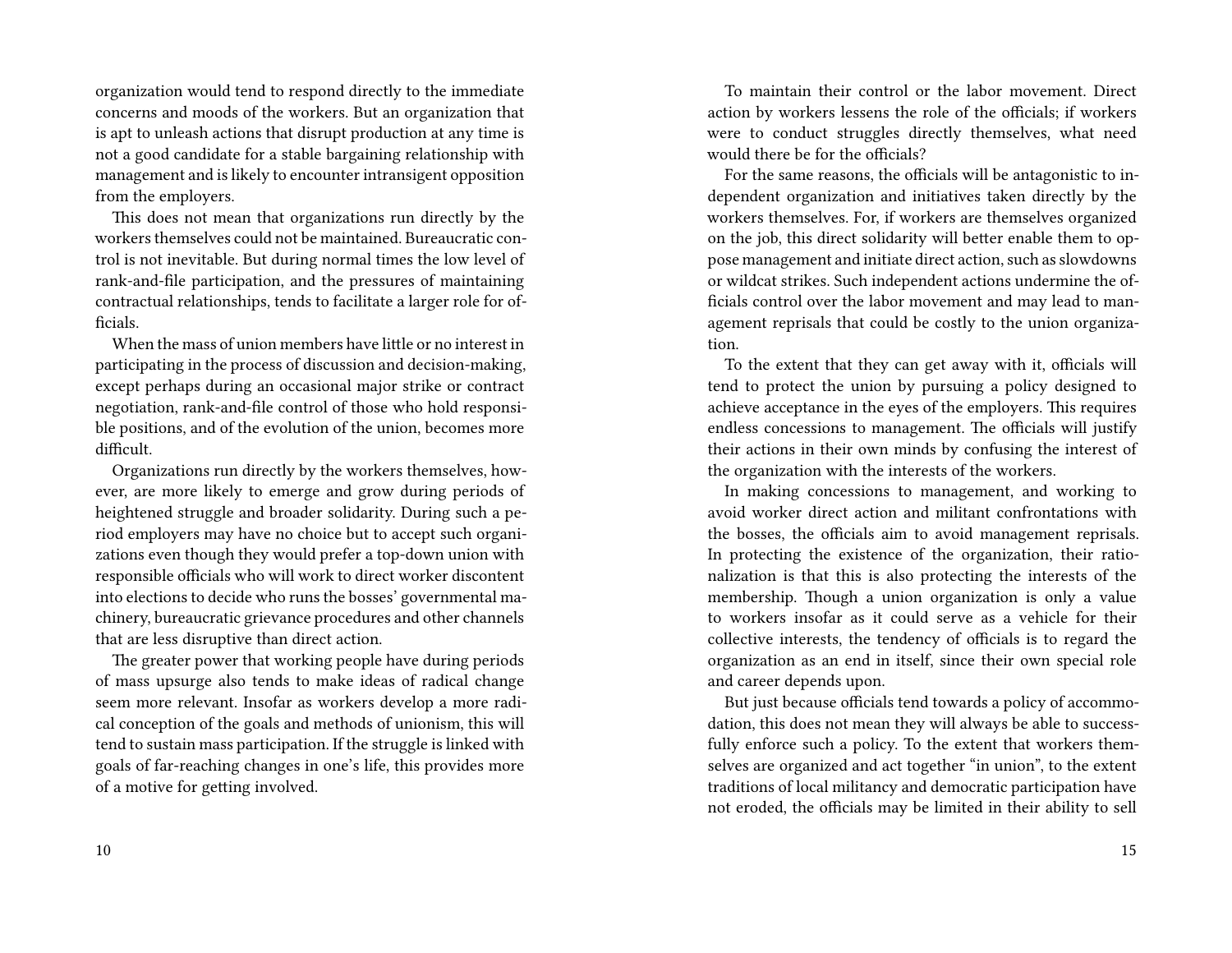organization would tend to respond directly to the immediate concerns and moods of the workers. But an organization that is apt to unleash actions that disrupt production at any time is not a good candidate for a stable bargaining relationship with management and is likely to encounter intransigent opposition from the employers.

This does not mean that organizations run directly by the workers themselves could not be maintained. Bureaucratic control is not inevitable. But during normal times the low level of rank-and-file participation, and the pressures of maintaining contractual relationships, tends to facilitate a larger role for officials.

When the mass of union members have little or no interest in participating in the process of discussion and decision-making, except perhaps during an occasional major strike or contract negotiation, rank-and-file control of those who hold responsible positions, and of the evolution of the union, becomes more difficult.

Organizations run directly by the workers themselves, however, are more likely to emerge and grow during periods of heightened struggle and broader solidarity. During such a period employers may have no choice but to accept such organizations even though they would prefer a top-down union with responsible officials who will work to direct worker discontent into elections to decide who runs the bosses' governmental machinery, bureaucratic grievance procedures and other channels that are less disruptive than direct action.

The greater power that working people have during periods of mass upsurge also tends to make ideas of radical change seem more relevant. Insofar as workers develop a more radical conception of the goals and methods of unionism, this will tend to sustain mass participation. If the struggle is linked with goals of far-reaching changes in one's life, this provides more of a motive for getting involved.

To maintain their control or the labor movement. Direct action by workers lessens the role of the officials; if workers were to conduct struggles directly themselves, what need would there be for the officials?

For the same reasons, the officials will be antagonistic to independent organization and initiatives taken directly by the workers themselves. For, if workers are themselves organized on the job, this direct solidarity will better enable them to oppose management and initiate direct action, such as slowdowns or wildcat strikes. Such independent actions undermine the officials control over the labor movement and may lead to management reprisals that could be costly to the union organization.

To the extent that they can get away with it, officials will tend to protect the union by pursuing a policy designed to achieve acceptance in the eyes of the employers. This requires endless concessions to management. The officials will justify their actions in their own minds by confusing the interest of the organization with the interests of the workers.

In making concessions to management, and working to avoid worker direct action and militant confrontations with the bosses, the officials aim to avoid management reprisals. In protecting the existence of the organization, their rationalization is that this is also protecting the interests of the membership. Though a union organization is only a value to workers insofar as it could serve as a vehicle for their collective interests, the tendency of officials is to regard the organization as an end in itself, since their own special role and career depends upon.

But just because officials tend towards a policy of accommodation, this does not mean they will always be able to successfully enforce such a policy. To the extent that workers themselves are organized and act together "in union", to the extent traditions of local militancy and democratic participation have not eroded, the officials may be limited in their ability to sell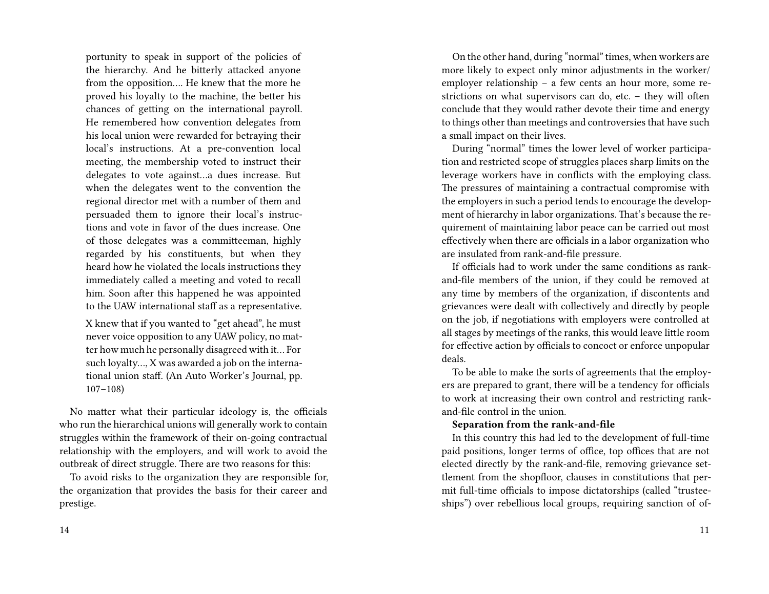> portunity to speak in support of the policies of the hierarchy. And he bitterly attacked anyone from the opposition…. He knew that the more he proved his loyalty to the machine, the better his chances of getting on the international payroll. He remembered how convention delegates from his local union were rewarded for betraying their local's instructions. At a pre-convention local meeting, the membership voted to instruct their delegates to vote against…a dues increase. But when the delegates went to the convention the regional director met with a number of them and persuaded them to ignore their local's instructions and vote in favor of the dues increase. One of those delegates was a committeeman, highly regarded by his constituents, but when they heard how he violated the locals instructions they immediately called a meeting and voted to recall him. Soon after this happened he was appointed to the UAW international staff as a representative.
>
> X knew that if you wanted to "get ahead", he must never voice opposition to any UAW policy, no matter how much he personally disagreed with it… For such loyalty…, X was awarded a job on the international union staff. (An Auto Worker's Journal, pp. 107–108)

No matter what their particular ideology is, the officials who run the hierarchical unions will generally work to contain struggles within the framework of their on-going contractual relationship with the employers, and will work to avoid the outbreak of direct struggle. There are two reasons for this:

To avoid risks to the organization they are responsible for, the organization that provides the basis for their career and prestige.

On the other hand, during "normal" times, when workers are more likely to expect only minor adjustments in the worker/employer relationship – a few cents an hour more, some restrictions on what supervisors can do, etc. – they will often conclude that they would rather devote their time and energy to things other than meetings and controversies that have such a small impact on their lives.

During "normal" times the lower level of worker participation and restricted scope of struggles places sharp limits on the leverage workers have in conflicts with the employing class. The pressures of maintaining a contractual compromise with the employers in such a period tends to encourage the development of hierarchy in labor organizations. That's because the requirement of maintaining labor peace can be carried out most effectively when there are officials in a labor organization who are insulated from rank-and-file pressure.

If officials had to work under the same conditions as rank-and-file members of the union, if they could be removed at any time by members of the organization, if discontents and grievances were dealt with collectively and directly by people on the job, if negotiations with employers were controlled at all stages by meetings of the ranks, this would leave little room for effective action by officials to concoct or enforce unpopular deals.

To be able to make the sorts of agreements that the employers are prepared to grant, there will be a tendency for officials to work at increasing their own control and restricting rank-and-file control in the union.

**Separation from the rank-and-file**

In this country this had led to the development of full-time paid positions, longer terms of office, top offices that are not elected directly by the rank-and-file, removing grievance settlement from the shopfloor, clauses in constitutions that permit full-time officials to impose dictatorships (called "trusteeships") over rebellious local groups, requiring sanction of of-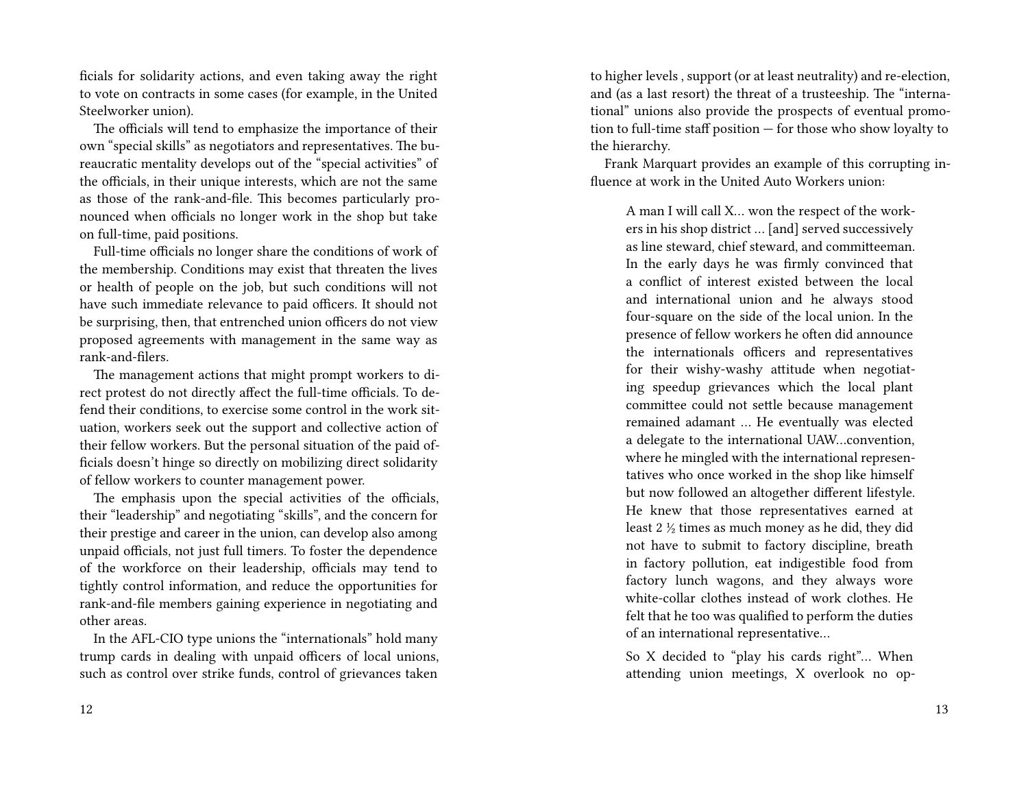ficials for solidarity actions, and even taking away the right to vote on contracts in some cases (for example, in the United Steelworker union).

The officials will tend to emphasize the importance of their own "special skills" as negotiators and representatives. The bureaucratic mentality develops out of the "special activities" of the officials, in their unique interests, which are not the same as those of the rank-and-file. This becomes particularly pronounced when officials no longer work in the shop but take on full-time, paid positions.

Full-time officials no longer share the conditions of work of the membership. Conditions may exist that threaten the lives or health of people on the job, but such conditions will not have such immediate relevance to paid officers. It should not be surprising, then, that entrenched union officers do not view proposed agreements with management in the same way as rank-and-filers.

The management actions that might prompt workers to direct protest do not directly affect the full-time officials. To defend their conditions, to exercise some control in the work situation, workers seek out the support and collective action of their fellow workers. But the personal situation of the paid officials doesn't hinge so directly on mobilizing direct solidarity of fellow workers to counter management power.

The emphasis upon the special activities of the officials, their "leadership" and negotiating "skills", and the concern for their prestige and career in the union, can develop also among unpaid officials, not just full timers. To foster the dependence of the workforce on their leadership, officials may tend to tightly control information, and reduce the opportunities for rank-and-file members gaining experience in negotiating and other areas.

In the AFL-CIO type unions the "internationals" hold many trump cards in dealing with unpaid officers of local unions, such as control over strike funds, control of grievances taken to higher levels , support (or at least neutrality) and re-election, and (as a last resort) the threat of a trusteeship. The "international" unions also provide the prospects of eventual promotion to full-time staff position — for those who show loyalty to the hierarchy.

Frank Marquart provides an example of this corrupting influence at work in the United Auto Workers union:

> A man I will call X… won the respect of the workers in his shop district … [and] served successively as line steward, chief steward, and committeeman. In the early days he was firmly convinced that a conflict of interest existed between the local and international union and he always stood four-square on the side of the local union. In the presence of fellow workers he often did announce the internationals officers and representatives for their wishy-washy attitude when negotiating speedup grievances which the local plant committee could not settle because management remained adamant … He eventually was elected a delegate to the international UAW…convention, where he mingled with the international representatives who once worked in the shop like himself but now followed an altogether different lifestyle. He knew that those representatives earned at least 2 ½ times as much money as he did, they did not have to submit to factory discipline, breath in factory pollution, eat indigestible food from factory lunch wagons, and they always wore white-collar clothes instead of work clothes. He felt that he too was qualified to perform the duties of an international representative…
>
> So X decided to "play his cards right"… When attending union meetings, X overlook no op-